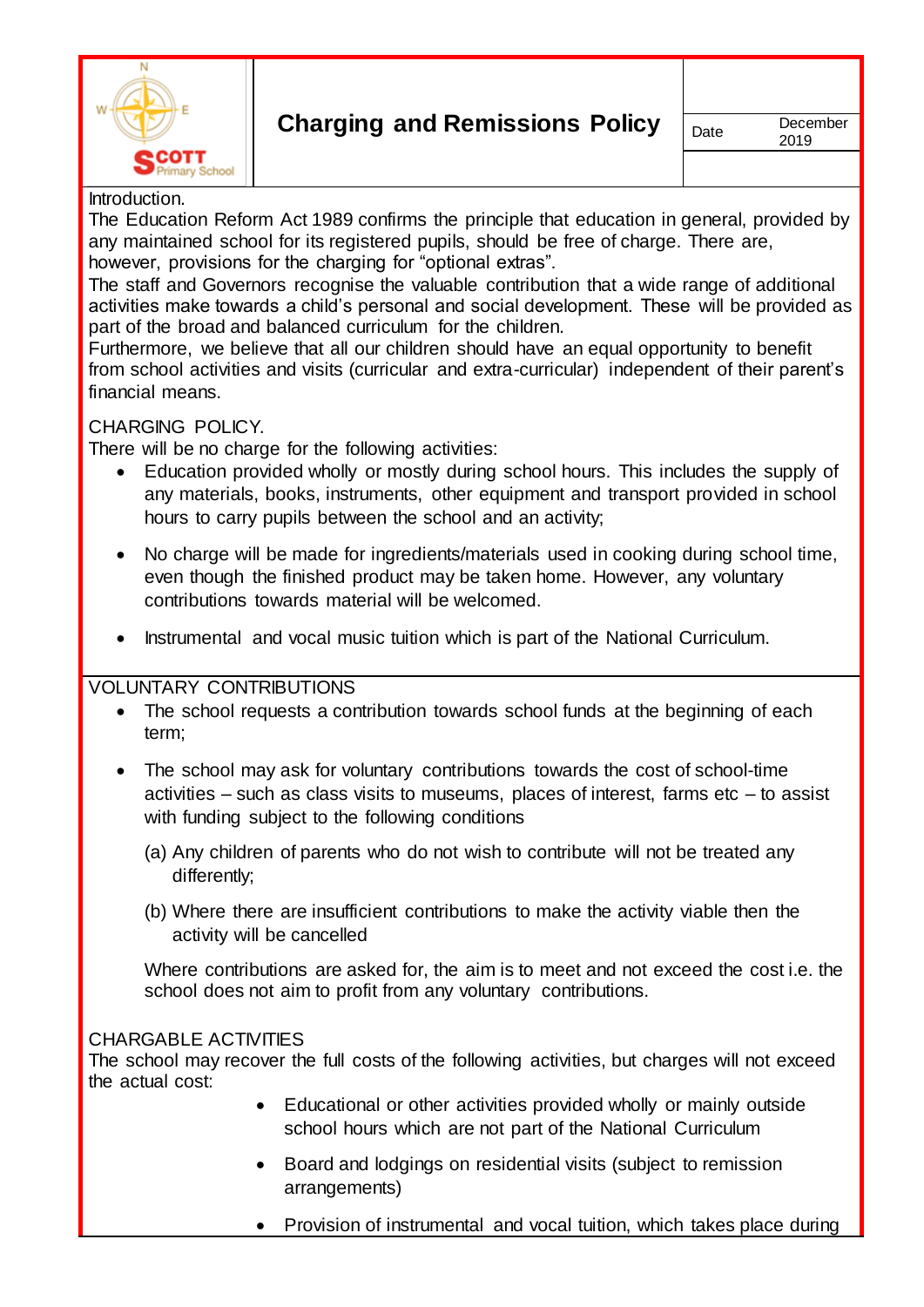**SCOTT Primary School**

# Charging and Remissions Policy

| Date | December 2019 |
|---|---|

Introduction.

The Education Reform Act 1989 confirms the principle that education in general, provided by any maintained school for its registered pupils, should be free of charge. There are, however, provisions for the charging for "optional extras".

The staff and Governors recognise the valuable contribution that a wide range of additional activities make towards a child's personal and social development. These will be provided as part of the broad and balanced curriculum for the children.

Furthermore, we believe that all our children should have an equal opportunity to benefit from school activities and visits (curricular and extra-curricular) independent of their parent's financial means.

## CHARGING POLICY.

There will be no charge for the following activities:

- Education provided wholly or mostly during school hours. This includes the supply of any materials, books, instruments, other equipment and transport provided in school hours to carry pupils between the school and an activity;
- No charge will be made for ingredients/materials used in cooking during school time, even though the finished product may be taken home. However, any voluntary contributions towards material will be welcomed.
- Instrumental and vocal music tuition which is part of the National Curriculum.

## VOLUNTARY CONTRIBUTIONS

- The school requests a contribution towards school funds at the beginning of each term;
- The school may ask for voluntary contributions towards the cost of school-time activities – such as class visits to museums, places of interest, farms etc – to assist with funding subject to the following conditions

  (a) Any children of parents who do not wish to contribute will not be treated any differently;

  (b) Where there are insufficient contributions to make the activity viable then the activity will be cancelled

  Where contributions are asked for, the aim is to meet and not exceed the cost i.e. the school does not aim to profit from any voluntary contributions.

## CHARGABLE ACTIVITIES

The school may recover the full costs of the following activities, but charges will not exceed the actual cost:

- Educational or other activities provided wholly or mainly outside school hours which are not part of the National Curriculum
- Board and lodgings on residential visits (subject to remission arrangements)
- Provision of instrumental and vocal tuition, which takes place during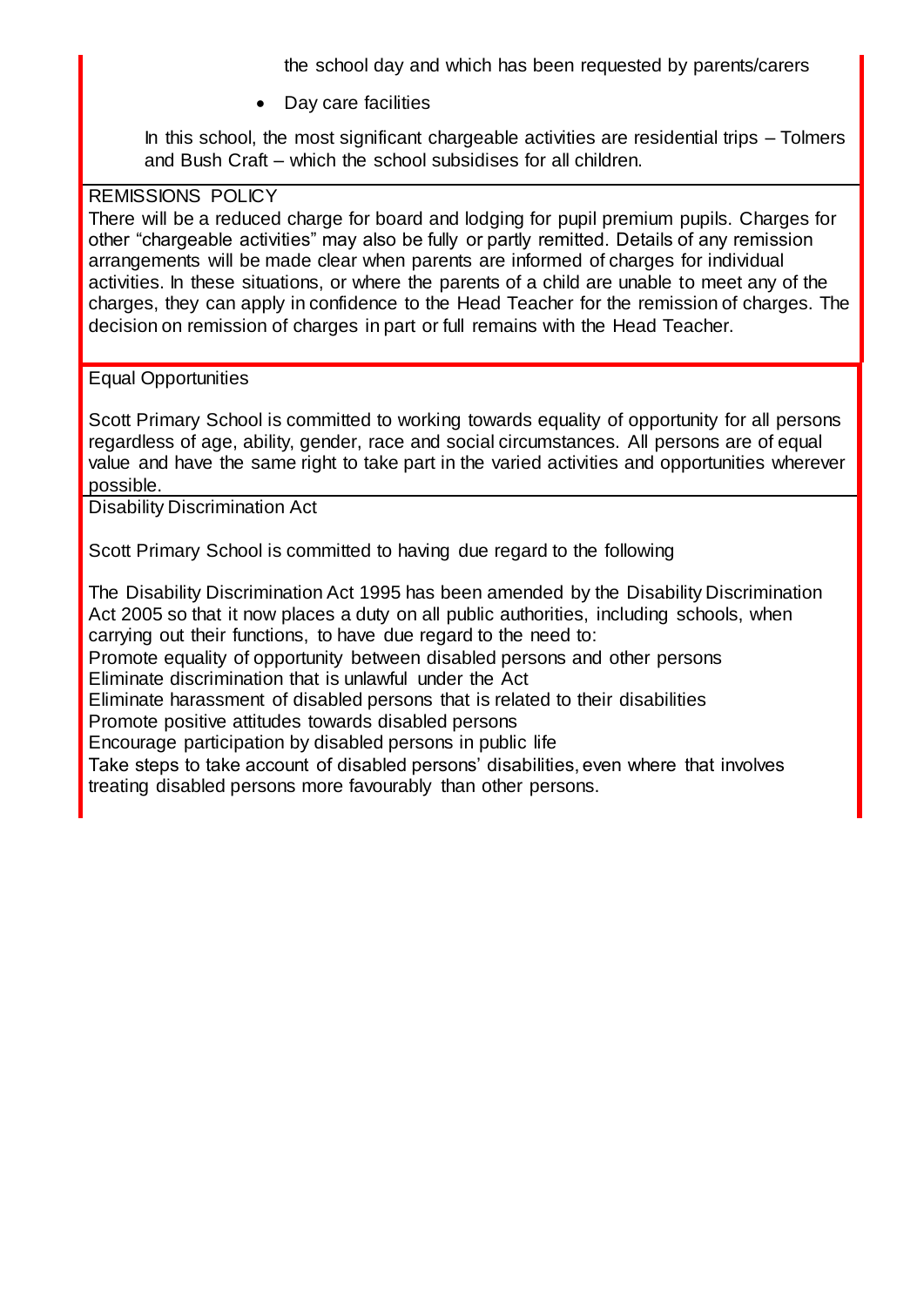the school day and which has been requested by parents/carers

- Day care facilities

In this school, the most significant chargeable activities are residential trips – Tolmers and Bush Craft – which the school subsidises for all children.

## REMISSIONS POLICY

There will be a reduced charge for board and lodging for pupil premium pupils. Charges for other "chargeable activities" may also be fully or partly remitted. Details of any remission arrangements will be made clear when parents are informed of charges for individual activities. In these situations, or where the parents of a child are unable to meet any of the charges, they can apply in confidence to the Head Teacher for the remission of charges. The decision on remission of charges in part or full remains with the Head Teacher.

## Equal Opportunities

Scott Primary School is committed to working towards equality of opportunity for all persons regardless of age, ability, gender, race and social circumstances. All persons are of equal value and have the same right to take part in the varied activities and opportunities wherever possible.

## Disability Discrimination Act

Scott Primary School is committed to having due regard to the following

The Disability Discrimination Act 1995 has been amended by the Disability Discrimination Act 2005 so that it now places a duty on all public authorities, including schools, when carrying out their functions, to have due regard to the need to:
Promote equality of opportunity between disabled persons and other persons
Eliminate discrimination that is unlawful under the Act
Eliminate harassment of disabled persons that is related to their disabilities
Promote positive attitudes towards disabled persons
Encourage participation by disabled persons in public life
Take steps to take account of disabled persons' disabilities, even where that involves treating disabled persons more favourably than other persons.